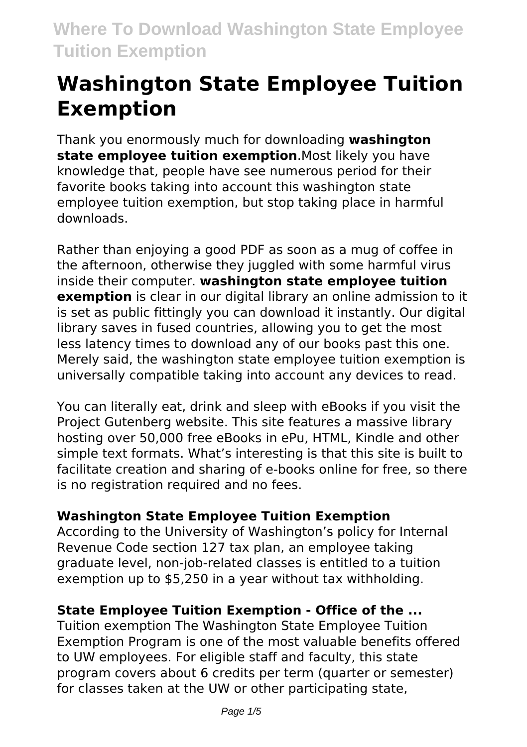# Washington State Employee Tuition Exemption

Thank you enormously much for downloading **washington state employee tuition exemption**.Most likely you have knowledge that, people have see numerous period for their favorite books taking into account this washington state employee tuition exemption, but stop taking place in harmful downloads.

Rather than enjoying a good PDF as soon as a mug of coffee in the afternoon, otherwise they juggled with some harmful virus inside their computer. **washington state employee tuition exemption** is clear in our digital library an online admission to it is set as public fittingly you can download it instantly. Our digital library saves in fused countries, allowing you to get the most less latency times to download any of our books past this one. Merely said, the washington state employee tuition exemption is universally compatible taking into account any devices to read.

You can literally eat, drink and sleep with eBooks if you visit the Project Gutenberg website. This site features a massive library hosting over 50,000 free eBooks in ePu, HTML, Kindle and other simple text formats. What's interesting is that this site is built to facilitate creation and sharing of e-books online for free, so there is no registration required and no fees.

### Washington State Employee Tuition Exemption

According to the University of Washington's policy for Internal Revenue Code section 127 tax plan, an employee taking graduate level, non-job-related classes is entitled to a tuition exemption up to $5,250 in a year without tax withholding.

### State Employee Tuition Exemption - Office of the ...

Tuition exemption The Washington State Employee Tuition Exemption Program is one of the most valuable benefits offered to UW employees. For eligible staff and faculty, this state program covers about 6 credits per term (quarter or semester) for classes taken at the UW or other participating state,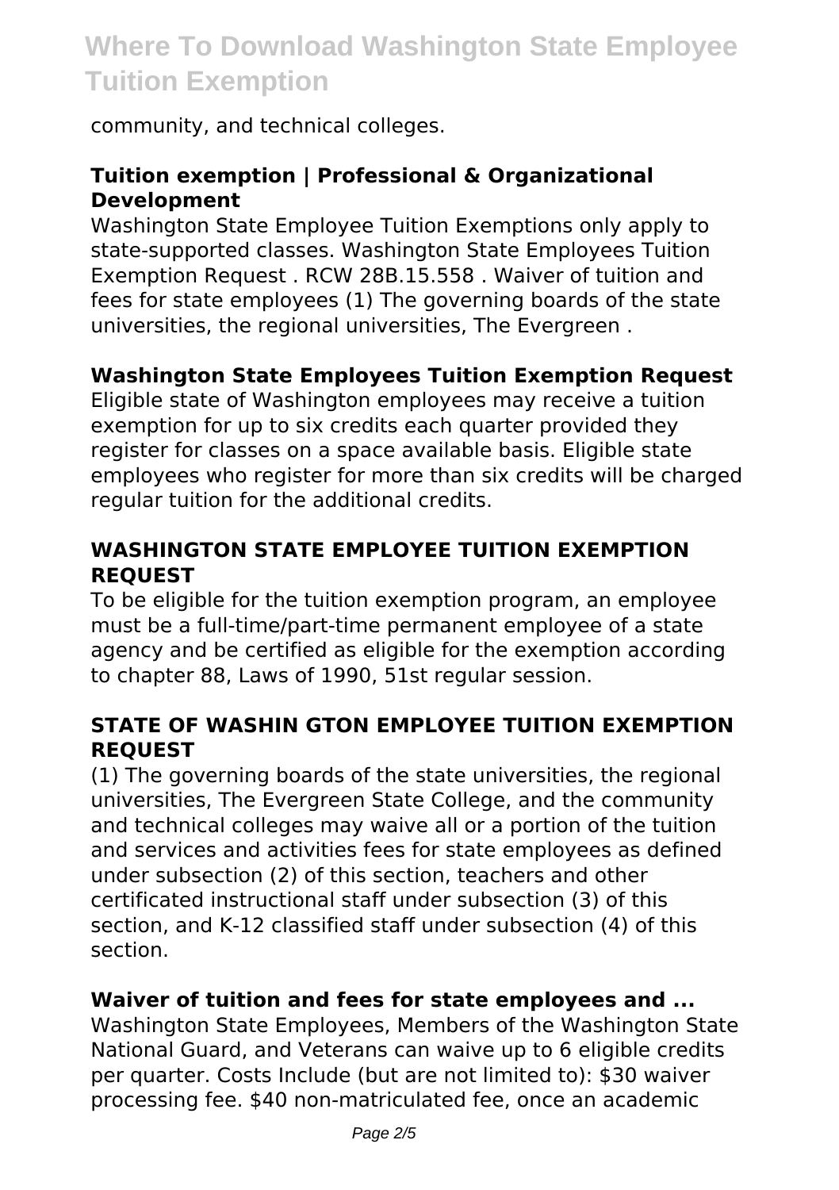community, and technical colleges.

### Tuition exemption | Professional & Organizational Development

Washington State Employee Tuition Exemptions only apply to state-supported classes. Washington State Employees Tuition Exemption Request . RCW 28B.15.558 . Waiver of tuition and fees for state employees (1) The governing boards of the state universities, the regional universities, The Evergreen .

### Washington State Employees Tuition Exemption Request

Eligible state of Washington employees may receive a tuition exemption for up to six credits each quarter provided they register for classes on a space available basis. Eligible state employees who register for more than six credits will be charged regular tuition for the additional credits.

### WASHINGTON STATE EMPLOYEE TUITION EXEMPTION REQUEST

To be eligible for the tuition exemption program, an employee must be a full-time/part-time permanent employee of a state agency and be certified as eligible for the exemption according to chapter 88, Laws of 1990, 51st regular session.

### STATE OF WASHIN GTON EMPLOYEE TUITION EXEMPTION REQUEST

(1) The governing boards of the state universities, the regional universities, The Evergreen State College, and the community and technical colleges may waive all or a portion of the tuition and services and activities fees for state employees as defined under subsection (2) of this section, teachers and other certificated instructional staff under subsection (3) of this section, and K-12 classified staff under subsection (4) of this section.

### Waiver of tuition and fees for state employees and ...

Washington State Employees, Members of the Washington State National Guard, and Veterans can waive up to 6 eligible credits per quarter. Costs Include (but are not limited to): $30 waiver processing fee. $40 non-matriculated fee, once an academic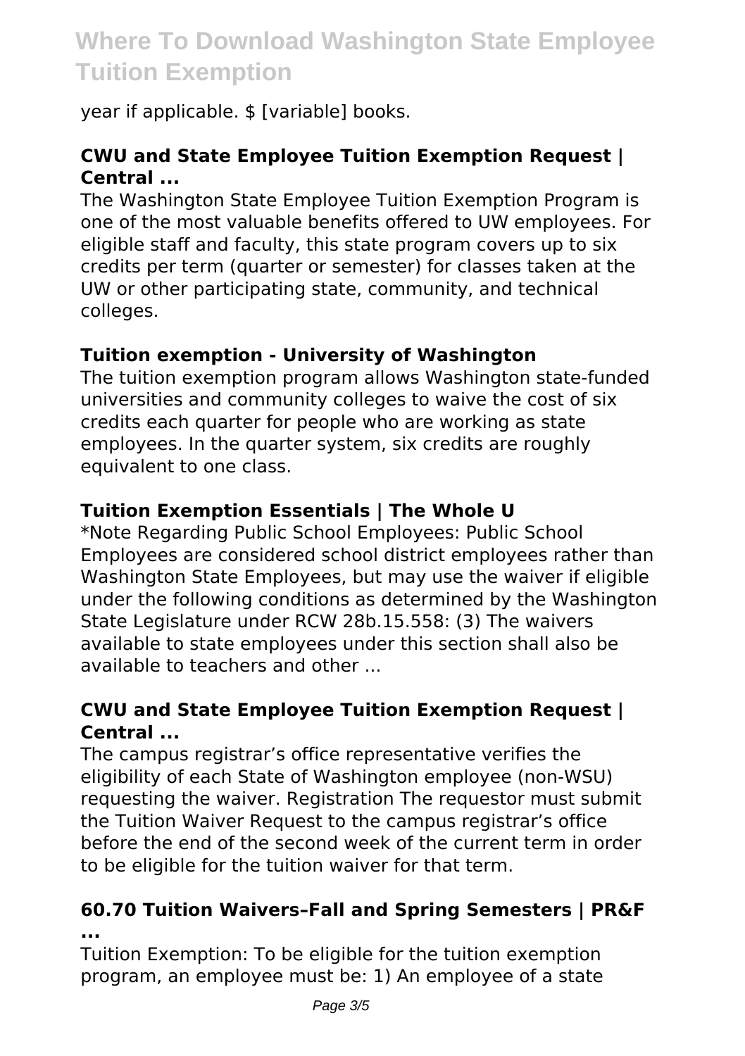year if applicable. $ [variable] books.

### CWU and State Employee Tuition Exemption Request | Central ...

The Washington State Employee Tuition Exemption Program is one of the most valuable benefits offered to UW employees. For eligible staff and faculty, this state program covers up to six credits per term (quarter or semester) for classes taken at the UW or other participating state, community, and technical colleges.

### Tuition exemption - University of Washington

The tuition exemption program allows Washington state-funded universities and community colleges to waive the cost of six credits each quarter for people who are working as state employees. In the quarter system, six credits are roughly equivalent to one class.

### Tuition Exemption Essentials | The Whole U

*Note Regarding Public School Employees: Public School Employees are considered school district employees rather than Washington State Employees, but may use the waiver if eligible under the following conditions as determined by the Washington State Legislature under RCW 28b.15.558: (3) The waivers available to state employees under this section shall also be available to teachers and other ...

### CWU and State Employee Tuition Exemption Request | Central ...

The campus registrar's office representative verifies the eligibility of each State of Washington employee (non-WSU) requesting the waiver. Registration The requestor must submit the Tuition Waiver Request to the campus registrar's office before the end of the second week of the current term in order to be eligible for the tuition waiver for that term.

### 60.70 Tuition Waivers–Fall and Spring Semesters | PR&F ...

Tuition Exemption: To be eligible for the tuition exemption program, an employee must be: 1) An employee of a state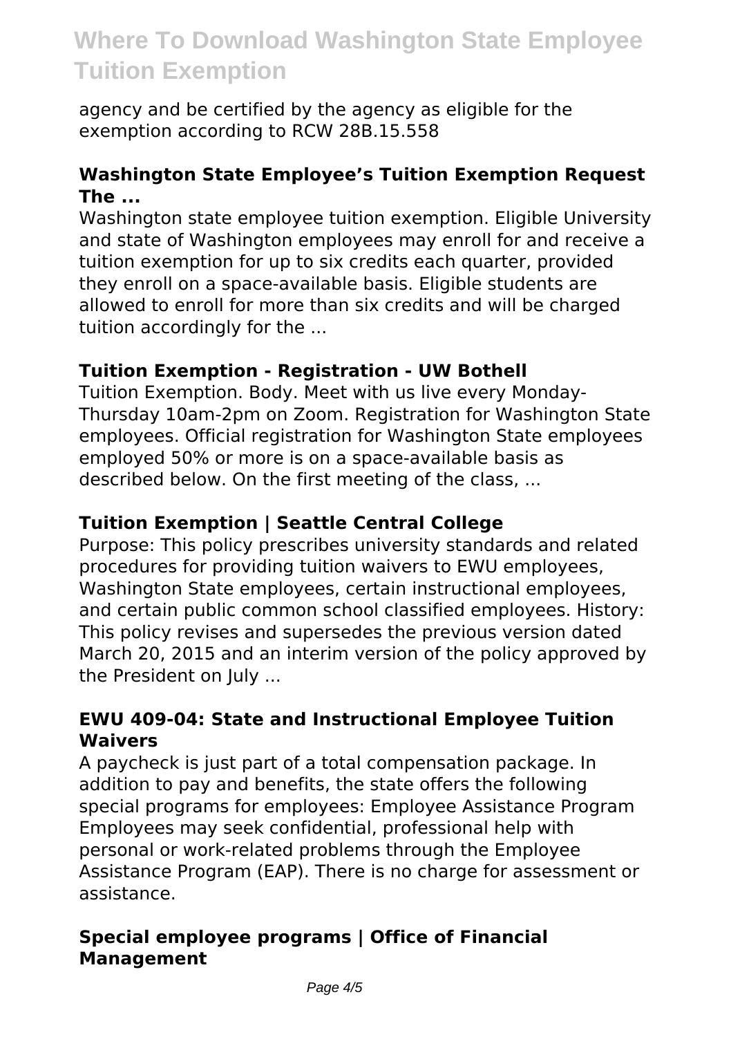agency and be certified by the agency as eligible for the exemption according to RCW 28B.15.558

### Washington State Employee's Tuition Exemption Request The ...

Washington state employee tuition exemption. Eligible University and state of Washington employees may enroll for and receive a tuition exemption for up to six credits each quarter, provided they enroll on a space-available basis. Eligible students are allowed to enroll for more than six credits and will be charged tuition accordingly for the ...

### Tuition Exemption - Registration - UW Bothell

Tuition Exemption. Body. Meet with us live every Monday-Thursday 10am-2pm on Zoom. Registration for Washington State employees. Official registration for Washington State employees employed 50% or more is on a space-available basis as described below. On the first meeting of the class, ...

### Tuition Exemption | Seattle Central College

Purpose: This policy prescribes university standards and related procedures for providing tuition waivers to EWU employees, Washington State employees, certain instructional employees, and certain public common school classified employees. History: This policy revises and supersedes the previous version dated March 20, 2015 and an interim version of the policy approved by the President on July ...

### EWU 409-04: State and Instructional Employee Tuition Waivers

A paycheck is just part of a total compensation package. In addition to pay and benefits, the state offers the following special programs for employees: Employee Assistance Program Employees may seek confidential, professional help with personal or work-related problems through the Employee Assistance Program (EAP). There is no charge for assessment or assistance.

### Special employee programs | Office of Financial Management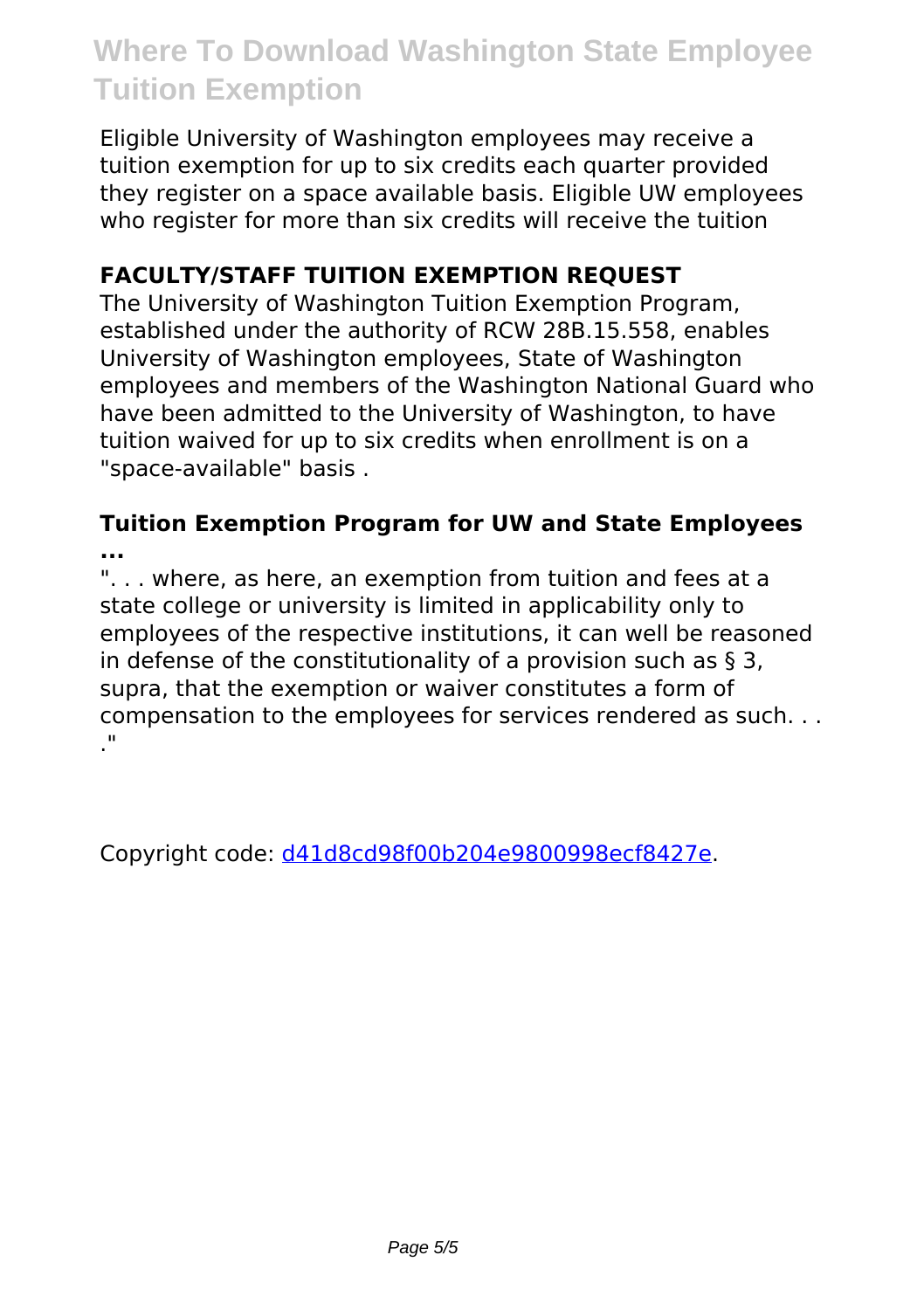Eligible University of Washington employees may receive a tuition exemption for up to six credits each quarter provided they register on a space available basis. Eligible UW employees who register for more than six credits will receive the tuition

**FACULTY/STAFF TUITION EXEMPTION REQUEST**

The University of Washington Tuition Exemption Program, established under the authority of RCW 28B.15.558, enables University of Washington employees, State of Washington employees and members of the Washington National Guard who have been admitted to the University of Washington, to have tuition waived for up to six credits when enrollment is on a "space-available" basis .

**Tuition Exemption Program for UW and State Employees ...**

". . . where, as here, an exemption from tuition and fees at a state college or university is limited in applicability only to employees of the respective institutions, it can well be reasoned in defense of the constitutionality of a provision such as § 3, supra, that the exemption or waiver constitutes a form of compensation to the employees for services rendered as such. . . ."

Copyright code: d41d8cd98f00b204e9800998ecf8427e.